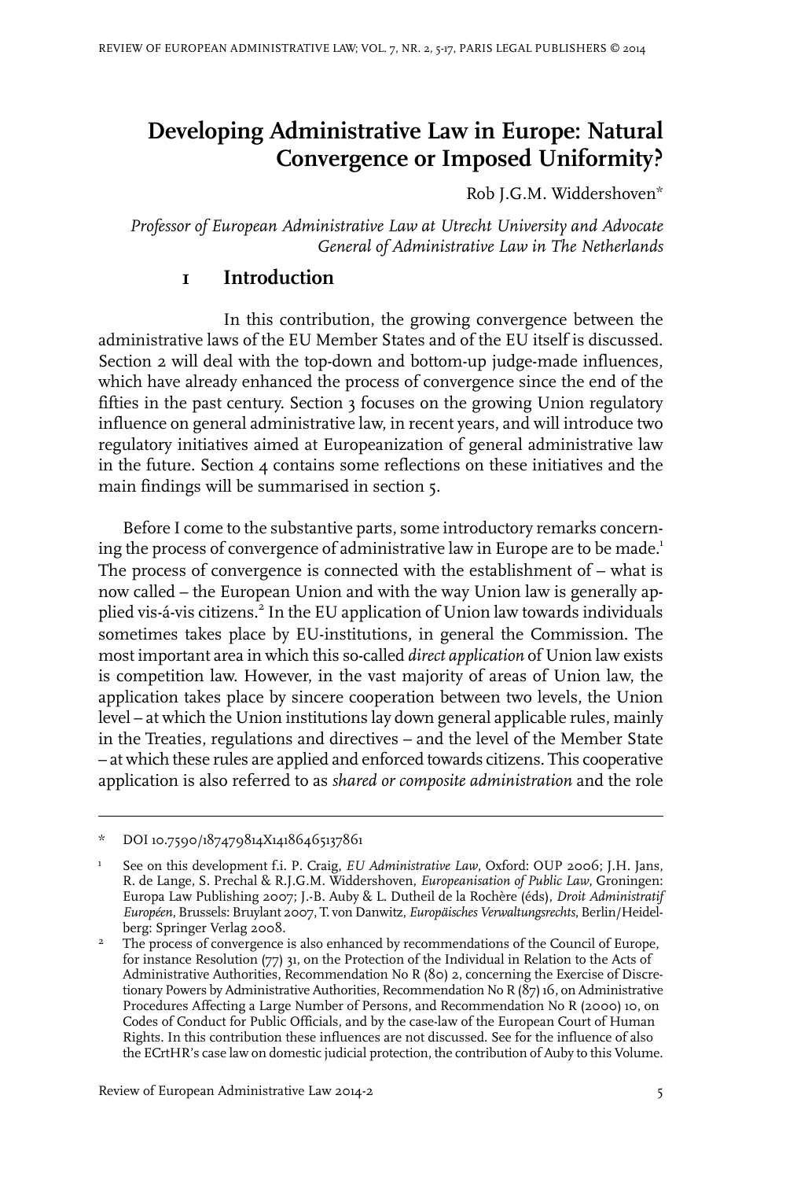# Developing Administrative Law in Europe: Natural Convergence or Imposed Uniformity?

Rob J.G.M. Widdershoven*

*Professor of European Administrative Law at Utrecht University and Advocate General of Administrative Law in The Netherlands*

## 1 Introduction

In this contribution, the growing convergence between the administrative laws of the EU Member States and of the EU itself is discussed. Section 2 will deal with the top-down and bottom-up judge-made influences, which have already enhanced the process of convergence since the end of the fifties in the past century. Section 3 focuses on the growing Union regulatory influence on general administrative law, in recent years, and will introduce two regulatory initiatives aimed at Europeanization of general administrative law in the future. Section 4 contains some reflections on these initiatives and the main findings will be summarised in section 5.

Before I come to the substantive parts, some introductory remarks concerning the process of convergence of administrative law in Europe are to be made.[1] The process of convergence is connected with the establishment of – what is now called – the European Union and with the way Union law is generally applied vis-á-vis citizens.[2] In the EU application of Union law towards individuals sometimes takes place by EU-institutions, in general the Commission. The most important area in which this so-called *direct application* of Union law exists is competition law. However, in the vast majority of areas of Union law, the application takes place by sincere cooperation between two levels, the Union level – at which the Union institutions lay down general applicable rules, mainly in the Treaties, regulations and directives – and the level of the Member State – at which these rules are applied and enforced towards citizens. This cooperative application is also referred to as *shared or composite administration* and the role

---

\* DOI 10.7590/187479814X14186465137861

[1] See on this development f.i. P. Craig, *EU Administrative Law*, Oxford: OUP 2006; J.H. Jans, R. de Lange, S. Prechal & R.J.G.M. Widdershoven, *Europeanisation of Public Law*, Groningen: Europa Law Publishing 2007; J.-B. Auby & L. Dutheil de la Rochère (éds), *Droit Administratif Européen*, Brussels: Bruylant 2007, T. von Danwitz, *Europäisches Verwaltungsrechts*, Berlin/Heidelberg: Springer Verlag 2008.

[2] The process of convergence is also enhanced by recommendations of the Council of Europe, for instance Resolution (77) 31, on the Protection of the Individual in Relation to the Acts of Administrative Authorities, Recommendation No R (80) 2, concerning the Exercise of Discretionary Powers by Administrative Authorities, Recommendation No R (87) 16, on Administrative Procedures Affecting a Large Number of Persons, and Recommendation No R (2000) 10, on Codes of Conduct for Public Officials, and by the case-law of the European Court of Human Rights. In this contribution these influences are not discussed. See for the influence of also the ECrtHR's case law on domestic judicial protection, the contribution of Auby to this Volume.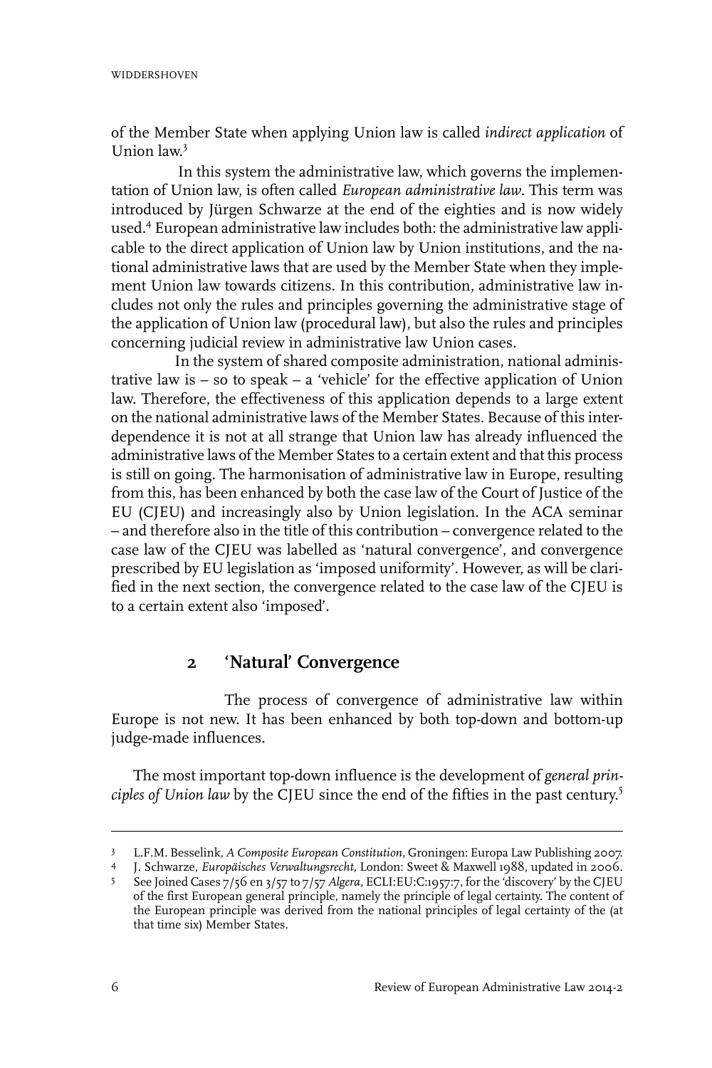of the Member State when applying Union law is called *indirect application* of Union law.[3]

In this system the administrative law, which governs the implementation of Union law, is often called *European administrative law*. This term was introduced by Jürgen Schwarze at the end of the eighties and is now widely used.[4] European administrative law includes both: the administrative law applicable to the direct application of Union law by Union institutions, and the national administrative laws that are used by the Member State when they implement Union law towards citizens. In this contribution, administrative law includes not only the rules and principles governing the administrative stage of the application of Union law (procedural law), but also the rules and principles concerning judicial review in administrative law Union cases.

In the system of shared composite administration, national administrative law is – so to speak – a 'vehicle' for the effective application of Union law. Therefore, the effectiveness of this application depends to a large extent on the national administrative laws of the Member States. Because of this interdependence it is not at all strange that Union law has already influenced the administrative laws of the Member States to a certain extent and that this process is still on going. The harmonisation of administrative law in Europe, resulting from this, has been enhanced by both the case law of the Court of Justice of the EU (CJEU) and increasingly also by Union legislation. In the ACA seminar – and therefore also in the title of this contribution – convergence related to the case law of the CJEU was labelled as 'natural convergence', and convergence prescribed by EU legislation as 'imposed uniformity'. However, as will be clarified in the next section, the convergence related to the case law of the CJEU is to a certain extent also 'imposed'.

## 2 'Natural' Convergence

The process of convergence of administrative law within Europe is not new. It has been enhanced by both top-down and bottom-up judge-made influences.

The most important top-down influence is the development of *general principles of Union law* by the CJEU since the end of the fifties in the past century.[5]

---

3 L.F.M. Besselink, *A Composite European Constitution*, Groningen: Europa Law Publishing 2007.

4 J. Schwarze, *Europäisches Verwaltungsrecht*, London: Sweet & Maxwell 1988, updated in 2006.

5 See Joined Cases 7/56 en 3/57 to 7/57 *Algera*, ECLI:EU:C:1957:7, for the 'discovery' by the CJEU of the first European general principle, namely the principle of legal certainty. The content of the European principle was derived from the national principles of legal certainty of the (at that time six) Member States.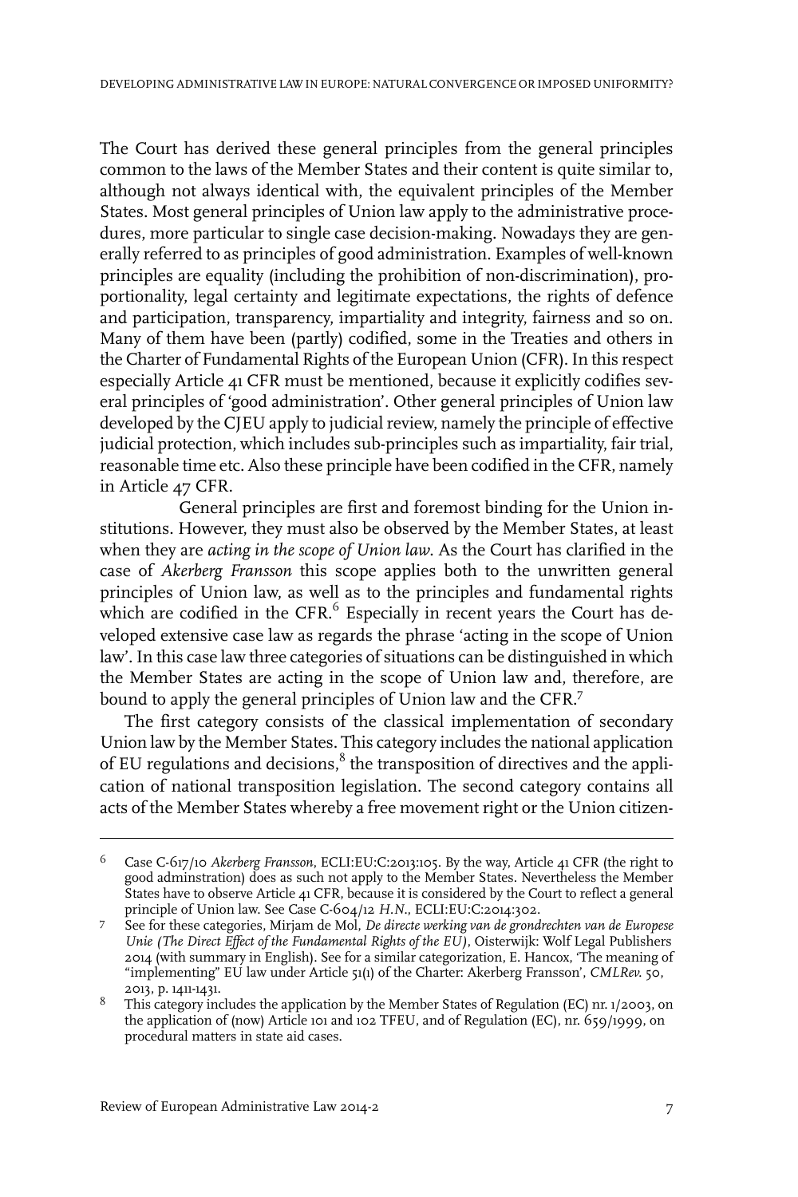The Court has derived these general principles from the general principles common to the laws of the Member States and their content is quite similar to, although not always identical with, the equivalent principles of the Member States. Most general principles of Union law apply to the administrative procedures, more particular to single case decision-making. Nowadays they are generally referred to as principles of good administration. Examples of well-known principles are equality (including the prohibition of non-discrimination), proportionality, legal certainty and legitimate expectations, the rights of defence and participation, transparency, impartiality and integrity, fairness and so on. Many of them have been (partly) codified, some in the Treaties and others in the Charter of Fundamental Rights of the European Union (CFR). In this respect especially Article 41 CFR must be mentioned, because it explicitly codifies several principles of 'good administration'. Other general principles of Union law developed by the CJEU apply to judicial review, namely the principle of effective judicial protection, which includes sub-principles such as impartiality, fair trial, reasonable time etc. Also these principle have been codified in the CFR, namely in Article 47 CFR.

General principles are first and foremost binding for the Union institutions. However, they must also be observed by the Member States, at least when they are *acting in the scope of Union law*. As the Court has clarified in the case of *Akerberg Fransson* this scope applies both to the unwritten general principles of Union law, as well as to the principles and fundamental rights which are codified in the CFR.[6] Especially in recent years the Court has developed extensive case law as regards the phrase 'acting in the scope of Union law'. In this case law three categories of situations can be distinguished in which the Member States are acting in the scope of Union law and, therefore, are bound to apply the general principles of Union law and the CFR.[7]

The first category consists of the classical implementation of secondary Union law by the Member States. This category includes the national application of EU regulations and decisions,[8] the transposition of directives and the application of national transposition legislation. The second category contains all acts of the Member States whereby a free movement right or the Union citizen-

---

6 Case C-617/10 *Akerberg Fransson*, ECLI:EU:C:2013:105. By the way, Article 41 CFR (the right to good adminstration) does as such not apply to the Member States. Nevertheless the Member States have to observe Article 41 CFR, because it is considered by the Court to reflect a general principle of Union law. See Case C-604/12 *H.N.*, ECLI:EU:C:2014:302.

7 See for these categories, Mirjam de Mol, *De directe werking van de grondrechten van de Europese Unie (The Direct Effect of the Fundamental Rights of the EU)*, Oisterwijk: Wolf Legal Publishers 2014 (with summary in English). See for a similar categorization, E. Hancox, 'The meaning of "implementing" EU law under Article 51(1) of the Charter: Akerberg Fransson', *CMLRev.* 50, 2013, p. 1411-1431.

8 This category includes the application by the Member States of Regulation (EC) nr. 1/2003, on the application of (now) Article 101 and 102 TFEU, and of Regulation (EC), nr. 659/1999, on procedural matters in state aid cases.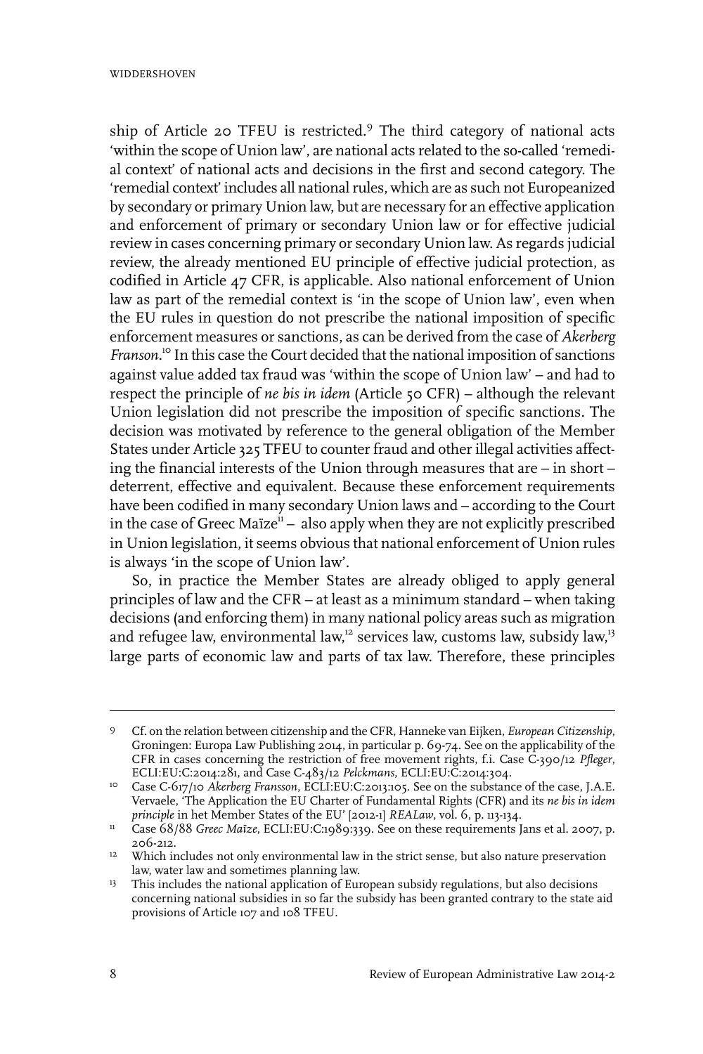ship of Article 20 TFEU is restricted.[9] The third category of national acts 'within the scope of Union law', are national acts related to the so-called 'remedial context' of national acts and decisions in the first and second category. The 'remedial context' includes all national rules, which are as such not Europeanized by secondary or primary Union law, but are necessary for an effective application and enforcement of primary or secondary Union law or for effective judicial review in cases concerning primary or secondary Union law. As regards judicial review, the already mentioned EU principle of effective judicial protection, as codified in Article 47 CFR, is applicable. Also national enforcement of Union law as part of the remedial context is 'in the scope of Union law', even when the EU rules in question do not prescribe the national imposition of specific enforcement measures or sanctions, as can be derived from the case of *Akerberg Franson*.[10] In this case the Court decided that the national imposition of sanctions against value added tax fraud was 'within the scope of Union law' – and had to respect the principle of *ne bis in idem* (Article 50 CFR) – although the relevant Union legislation did not prescribe the imposition of specific sanctions. The decision was motivated by reference to the general obligation of the Member States under Article 325 TFEU to counter fraud and other illegal activities affecting the financial interests of the Union through measures that are – in short – deterrent, effective and equivalent. Because these enforcement requirements have been codified in many secondary Union laws and – according to the Court in the case of Greec Maïze[11] – also apply when they are not explicitly prescribed in Union legislation, it seems obvious that national enforcement of Union rules is always 'in the scope of Union law'.

So, in practice the Member States are already obliged to apply general principles of law and the CFR – at least as a minimum standard – when taking decisions (and enforcing them) in many national policy areas such as migration and refugee law, environmental law,[12] services law, customs law, subsidy law,[13] large parts of economic law and parts of tax law. Therefore, these principles

---

9 Cf. on the relation between citizenship and the CFR, Hanneke van Eijken, *European Citizenship*, Groningen: Europa Law Publishing 2014, in particular p. 69-74. See on the applicability of the CFR in cases concerning the restriction of free movement rights, f.i. Case C-390/12 *Pfleger*, ECLI:EU:C:2014:281, and Case C-483/12 *Pelckmans*, ECLI:EU:C:2014:304.

10 Case C-617/10 *Akerberg Fransson*, ECLI:EU:C:2013:105. See on the substance of the case, J.A.E. Vervaele, 'The Application the EU Charter of Fundamental Rights (CFR) and its *ne bis in idem principle* in het Member States of the EU' [2012-1] *REALaw*, vol. 6, p. 113-134.

11 Case 68/88 *Greec Maïze*, ECLI:EU:C:1989:339. See on these requirements Jans et al. 2007, p. 206-212.

12 Which includes not only environmental law in the strict sense, but also nature preservation law, water law and sometimes planning law.

13 This includes the national application of European subsidy regulations, but also decisions concerning national subsidies in so far the subsidy has been granted contrary to the state aid provisions of Article 107 and 108 TFEU.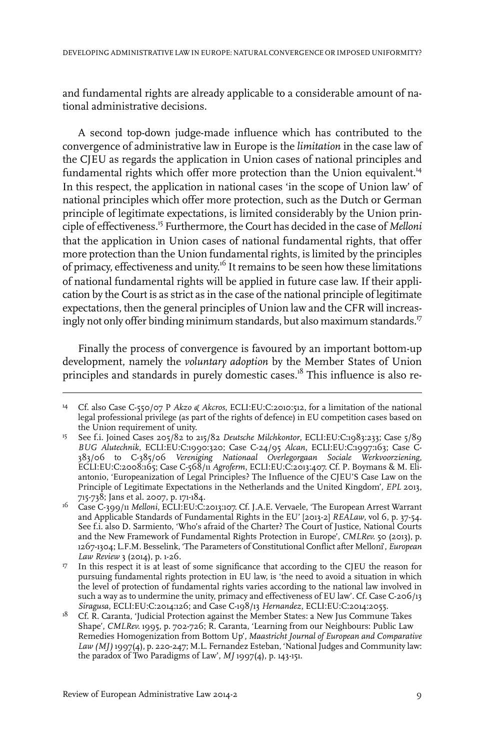and fundamental rights are already applicable to a considerable amount of national administrative decisions.

A second top-down judge-made influence which has contributed to the convergence of administrative law in Europe is the *limitation* in the case law of the CJEU as regards the application in Union cases of national principles and fundamental rights which offer more protection than the Union equivalent.[14] In this respect, the application in national cases 'in the scope of Union law' of national principles which offer more protection, such as the Dutch or German principle of legitimate expectations, is limited considerably by the Union principle of effectiveness.[15] Furthermore, the Court has decided in the case of *Melloni* that the application in Union cases of national fundamental rights, that offer more protection than the Union fundamental rights, is limited by the principles of primacy, effectiveness and unity.[16] It remains to be seen how these limitations of national fundamental rights will be applied in future case law. If their application by the Court is as strict as in the case of the national principle of legitimate expectations, then the general principles of Union law and the CFR will increasingly not only offer binding minimum standards, but also maximum standards.[17]

Finally the process of convergence is favoured by an important bottom-up development, namely the *voluntary adoption* by the Member States of Union principles and standards in purely domestic cases.[18] This influence is also re-

---

14 Cf. also Case C-550/07 P *Akzo & Akcros*, ECLI:EU:C:2010:512, for a limitation of the national legal professional privilege (as part of the rights of defence) in EU competition cases based on the Union requirement of unity.

15 See f.i. Joined Cases 205/82 to 215/82 *Deutsche Milchkontor*, ECLI:EU:C:1983:233; Case 5/89 *BUG Alutechnik*, ECLI:EU:C:1990:320; Case C-24/95 *Alcan*, ECLI:EU:C:1997:163; Case C-383/06 to C-385/06 *Vereniging Nationaal Overlegorgaan Sociale Werkvoorziening*, ECLI:EU:C:2008:165; Case C-568/11 *Agroferm*, ECLI:EU:C:2013:407. Cf. P. Boymans & M. Eliantonio, 'Europeanization of Legal Principles? The Influence of the CJEU'S Case Law on the Principle of Legitimate Expectations in the Netherlands and the United Kingdom', *EPL* 2013, 715-738; Jans et al. 2007, p. 171-184.

16 Case C-399/11 *Melloni*, ECLI:EU:C:2013:107. Cf. J.A.E. Vervaele, 'The European Arrest Warrant and Applicable Standards of Fundamental Rights in the EU' [2013-2] *REALaw*, vol 6, p. 37-54. See f.i. also D. Sarmiento, 'Who's afraid of the Charter? The Court of Justice, National Courts and the New Framework of Fundamental Rights Protection in Europe', *CMLRev.* 50 (2013), p. 1267-1304; L.F.M. Besselink, 'The Parameters of Constitutional Conflict after Melloni', *European Law Review* 3 (2014), p. 1-26.

17 In this respect it is at least of some significance that according to the CJEU the reason for pursuing fundamental rights protection in EU law, is 'the need to avoid a situation in which the level of protection of fundamental rights varies according to the national law involved in such a way as to undermine the unity, primacy and effectiveness of EU law'. Cf. Case C-206/13 *Siragusa*, ECLI:EU:C:2014:126; and Case C-198/13 *Hernandez*, ECLI:EU:C:2014:2055.

18 Cf. R. Caranta, 'Judicial Protection against the Member States: a New Jus Commune Takes Shape', *CMLRev.* 1995, p. 702-726; R. Caranta, 'Learning from our Neighbours: Public Law Remedies Homogenization from Bottom Up', *Maastricht Journal of European and Comparative Law (MJ)* 1997(4), p. 220-247; M.L. Fernandez Esteban, 'National Judges and Community law: the paradox of Two Paradigms of Law', *MJ* 1997(4), p. 143-151.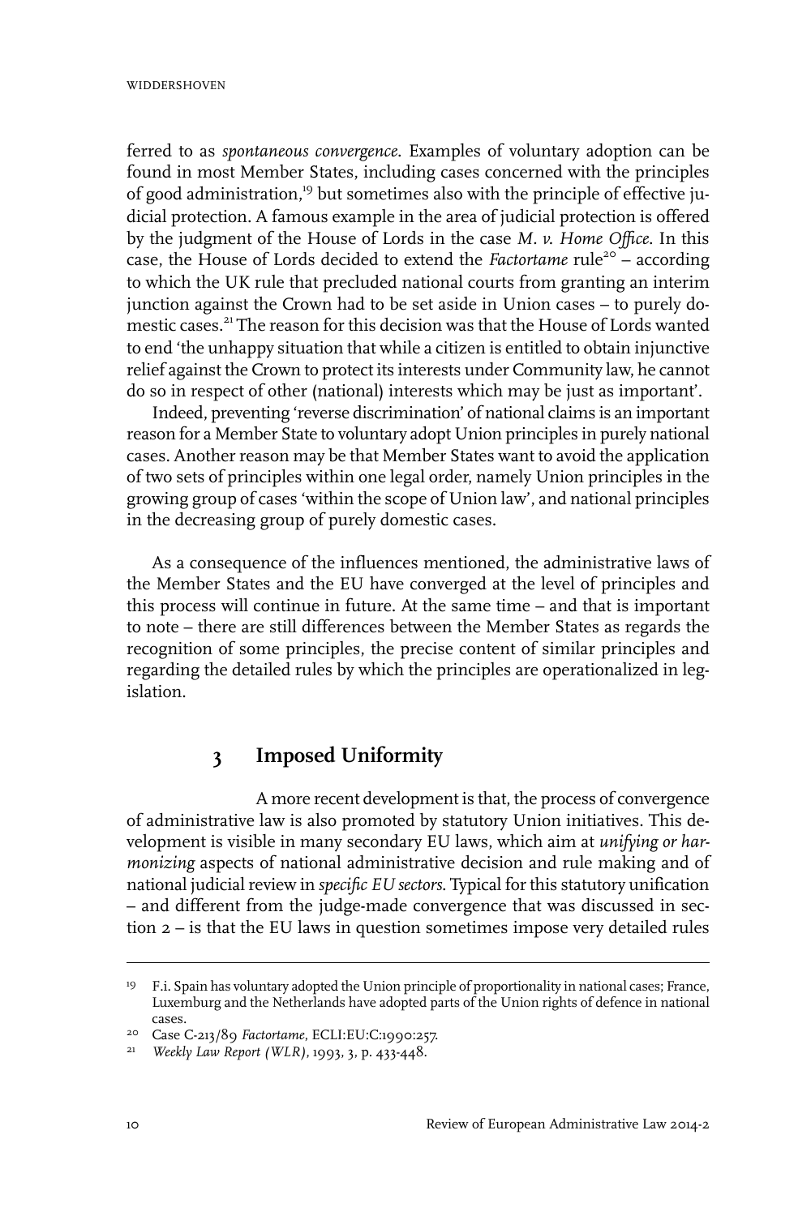ferred to as *spontaneous convergence*. Examples of voluntary adoption can be found in most Member States, including cases concerned with the principles of good administration,[19] but sometimes also with the principle of effective judicial protection. A famous example in the area of judicial protection is offered by the judgment of the House of Lords in the case *M. v. Home Office*. In this case, the House of Lords decided to extend the *Factortame* rule[20] – according to which the UK rule that precluded national courts from granting an interim junction against the Crown had to be set aside in Union cases – to purely domestic cases.[21] The reason for this decision was that the House of Lords wanted to end 'the unhappy situation that while a citizen is entitled to obtain injunctive relief against the Crown to protect its interests under Community law, he cannot do so in respect of other (national) interests which may be just as important'.

Indeed, preventing 'reverse discrimination' of national claims is an important reason for a Member State to voluntary adopt Union principles in purely national cases. Another reason may be that Member States want to avoid the application of two sets of principles within one legal order, namely Union principles in the growing group of cases 'within the scope of Union law', and national principles in the decreasing group of purely domestic cases.

As a consequence of the influences mentioned, the administrative laws of the Member States and the EU have converged at the level of principles and this process will continue in future. At the same time – and that is important to note – there are still differences between the Member States as regards the recognition of some principles, the precise content of similar principles and regarding the detailed rules by which the principles are operationalized in legislation.

## 3 Imposed Uniformity

A more recent development is that, the process of convergence of administrative law is also promoted by statutory Union initiatives. This development is visible in many secondary EU laws, which aim at *unifying or harmonizing* aspects of national administrative decision and rule making and of national judicial review in *specific EU sectors*. Typical for this statutory unification – and different from the judge-made convergence that was discussed in section 2 – is that the EU laws in question sometimes impose very detailed rules

---

[19] F.i. Spain has voluntary adopted the Union principle of proportionality in national cases; France, Luxemburg and the Netherlands have adopted parts of the Union rights of defence in national cases.

[20] Case C-213/89 *Factortame*, ECLI:EU:C:1990:257.

[21] *Weekly Law Report (WLR)*, 1993, 3, p. 433-448.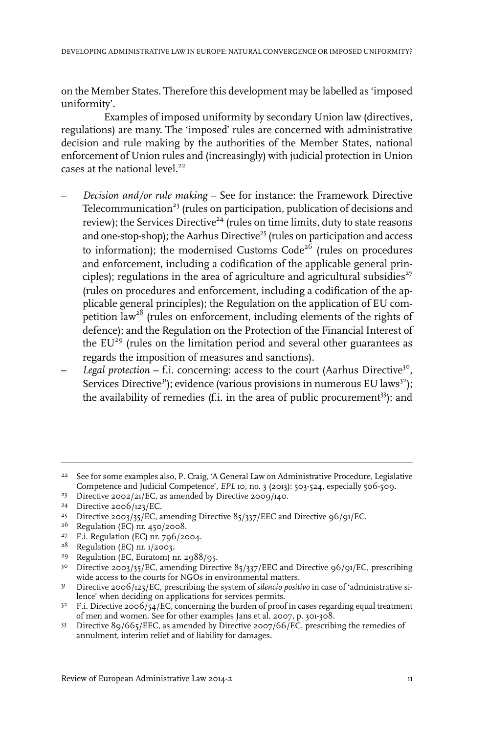on the Member States. Therefore this development may be labelled as 'imposed uniformity'.

Examples of imposed uniformity by secondary Union law (directives, regulations) are many. The 'imposed' rules are concerned with administrative decision and rule making by the authorities of the Member States, national enforcement of Union rules and (increasingly) with judicial protection in Union cases at the national level.[22]

- *Decision and/or rule making* – See for instance: the Framework Directive Telecommunication[23] (rules on participation, publication of decisions and review); the Services Directive[24] (rules on time limits, duty to state reasons and one-stop-shop); the Aarhus Directive[25] (rules on participation and access to information); the modernised Customs Code[26] (rules on procedures and enforcement, including a codification of the applicable general principles); regulations in the area of agriculture and agricultural subsidies[27] (rules on procedures and enforcement, including a codification of the applicable general principles); the Regulation on the application of EU competition law[28] (rules on enforcement, including elements of the rights of defence); and the Regulation on the Protection of the Financial Interest of the EU[29] (rules on the limitation period and several other guarantees as regards the imposition of measures and sanctions).
- *Legal protection* – f.i. concerning: access to the court (Aarhus Directive[30], Services Directive[31]); evidence (various provisions in numerous EU laws[32]); the availability of remedies (f.i. in the area of public procurement[33]); and

---

22 See for some examples also, P. Craig, 'A General Law on Administrative Procedure, Legislative Competence and Judicial Competence', *EPL* 10, no. 3 (2013): 503-524, especially 506-509.

23 Directive 2002/21/EC, as amended by Directive 2009/140.

24 Directive 2006/123/EC.

25 Directive 2003/35/EC, amending Directive 85/337/EEC and Directive 96/91/EC.

26 Regulation (EC) nr. 450/2008.

27 F.i. Regulation (EC) nr. 796/2004.

28 Regulation (EC) nr. 1/2003.

29 Regulation (EC, Euratom) nr. 2988/95.

30 Directive 2003/35/EC, amending Directive 85/337/EEC and Directive 96/91/EC, prescribing wide access to the courts for NGOs in environmental matters.

31 Directive 2006/123/EC, prescribing the system of *silencio positivo* in case of 'administrative silence' when deciding on applications for services permits.

32 F.i. Directive 2006/54/EC, concerning the burden of proof in cases regarding equal treatment of men and women. See for other examples Jans et al. 2007, p. 301-308.

33 Directive 89/665/EEC, as amended by Directive 2007/66/EC, prescribing the remedies of annulment, interim relief and of liability for damages.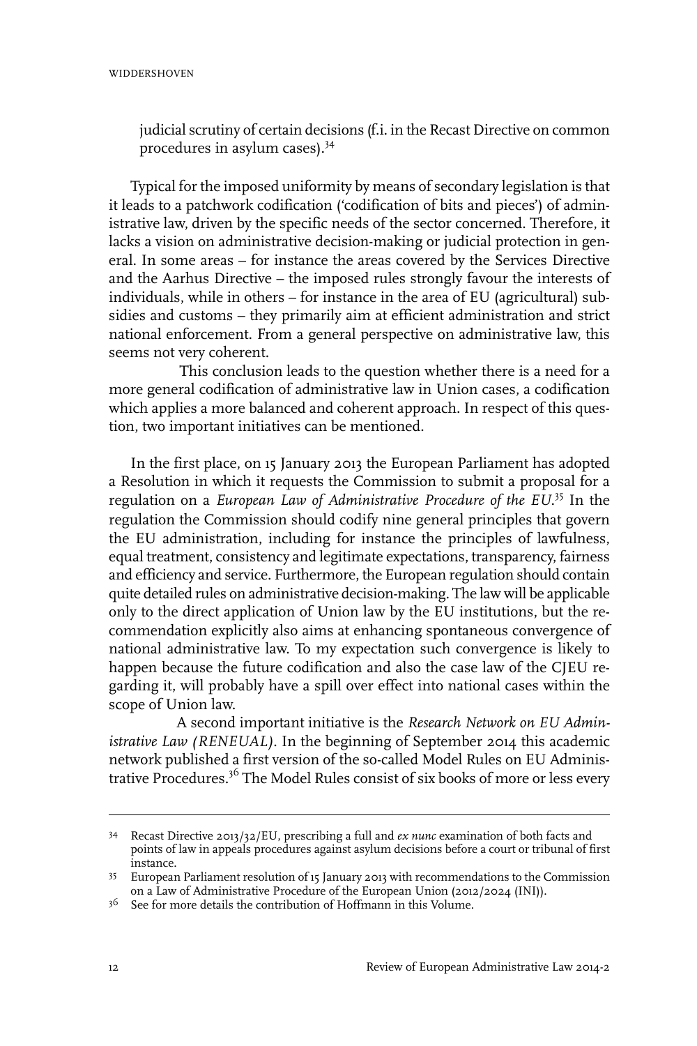judicial scrutiny of certain decisions (f.i. in the Recast Directive on common procedures in asylum cases).[34]

Typical for the imposed uniformity by means of secondary legislation is that it leads to a patchwork codification ('codification of bits and pieces') of administrative law, driven by the specific needs of the sector concerned. Therefore, it lacks a vision on administrative decision-making or judicial protection in general. In some areas – for instance the areas covered by the Services Directive and the Aarhus Directive – the imposed rules strongly favour the interests of individuals, while in others – for instance in the area of EU (agricultural) subsidies and customs – they primarily aim at efficient administration and strict national enforcement. From a general perspective on administrative law, this seems not very coherent.

This conclusion leads to the question whether there is a need for a more general codification of administrative law in Union cases, a codification which applies a more balanced and coherent approach. In respect of this question, two important initiatives can be mentioned.

In the first place, on 15 January 2013 the European Parliament has adopted a Resolution in which it requests the Commission to submit a proposal for a regulation on a *European Law of Administrative Procedure of the EU*.[35] In the regulation the Commission should codify nine general principles that govern the EU administration, including for instance the principles of lawfulness, equal treatment, consistency and legitimate expectations, transparency, fairness and efficiency and service. Furthermore, the European regulation should contain quite detailed rules on administrative decision-making. The law will be applicable only to the direct application of Union law by the EU institutions, but the recommendation explicitly also aims at enhancing spontaneous convergence of national administrative law. To my expectation such convergence is likely to happen because the future codification and also the case law of the CJEU regarding it, will probably have a spill over effect into national cases within the scope of Union law.

A second important initiative is the *Research Network on EU Administrative Law (RENEUAL)*. In the beginning of September 2014 this academic network published a first version of the so-called Model Rules on EU Administrative Procedures.[36] The Model Rules consist of six books of more or less every

---

[34] Recast Directive 2013/32/EU, prescribing a full and *ex nunc* examination of both facts and points of law in appeals procedures against asylum decisions before a court or tribunal of first instance.

[35] European Parliament resolution of 15 January 2013 with recommendations to the Commission on a Law of Administrative Procedure of the European Union (2012/2024 (INI)).

[36] See for more details the contribution of Hoffmann in this Volume.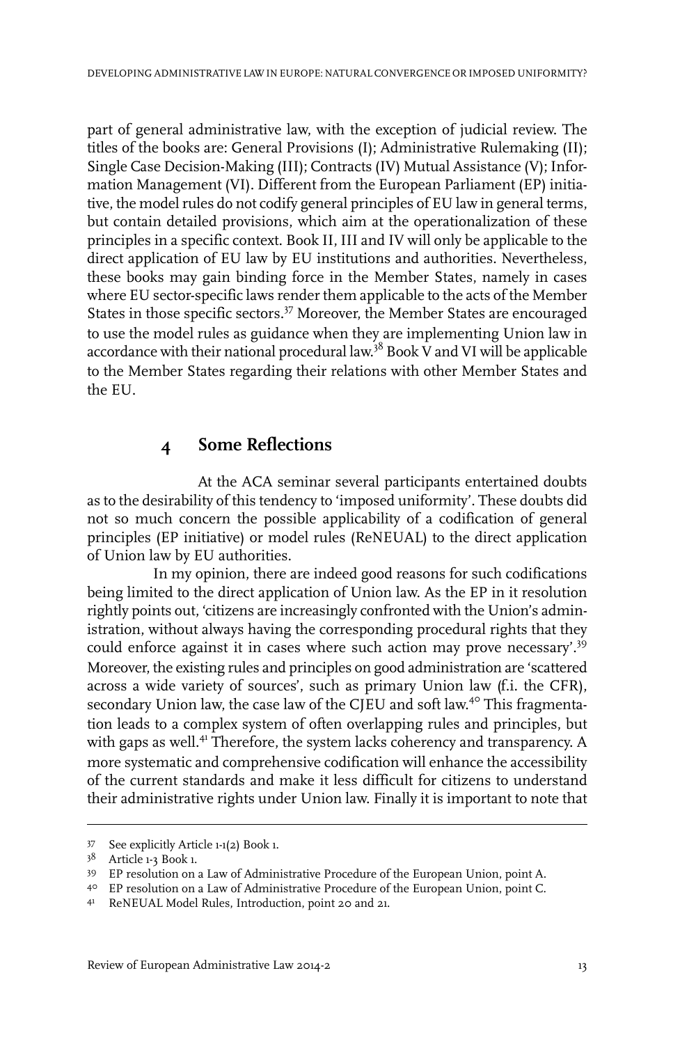part of general administrative law, with the exception of judicial review. The titles of the books are: General Provisions (I); Administrative Rulemaking (II); Single Case Decision-Making (III); Contracts (IV) Mutual Assistance (V); Information Management (VI). Different from the European Parliament (EP) initiative, the model rules do not codify general principles of EU law in general terms, but contain detailed provisions, which aim at the operationalization of these principles in a specific context. Book II, III and IV will only be applicable to the direct application of EU law by EU institutions and authorities. Nevertheless, these books may gain binding force in the Member States, namely in cases where EU sector-specific laws render them applicable to the acts of the Member States in those specific sectors.[37] Moreover, the Member States are encouraged to use the model rules as guidance when they are implementing Union law in accordance with their national procedural law.[38] Book V and VI will be applicable to the Member States regarding their relations with other Member States and the EU.

## 4 Some Reflections

At the ACA seminar several participants entertained doubts as to the desirability of this tendency to 'imposed uniformity'. These doubts did not so much concern the possible applicability of a codification of general principles (EP initiative) or model rules (ReNEUAL) to the direct application of Union law by EU authorities.

In my opinion, there are indeed good reasons for such codifications being limited to the direct application of Union law. As the EP in it resolution rightly points out, 'citizens are increasingly confronted with the Union's administration, without always having the corresponding procedural rights that they could enforce against it in cases where such action may prove necessary'.[39] Moreover, the existing rules and principles on good administration are 'scattered across a wide variety of sources', such as primary Union law (f.i. the CFR), secondary Union law, the case law of the CJEU and soft law.[40] This fragmentation leads to a complex system of often overlapping rules and principles, but with gaps as well.[41] Therefore, the system lacks coherency and transparency. A more systematic and comprehensive codification will enhance the accessibility of the current standards and make it less difficult for citizens to understand their administrative rights under Union law. Finally it is important to note that

---

37 See explicitly Article 1-1(2) Book 1.

38 Article 1-3 Book 1.

39 EP resolution on a Law of Administrative Procedure of the European Union, point A.

40 EP resolution on a Law of Administrative Procedure of the European Union, point C.

41 ReNEUAL Model Rules, Introduction, point 20 and 21.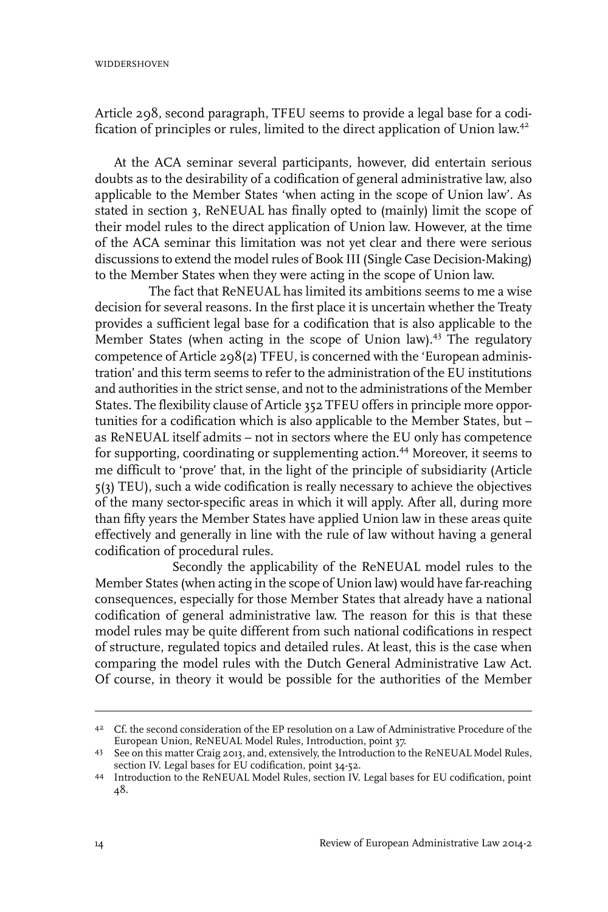Article 298, second paragraph, TFEU seems to provide a legal base for a codification of principles or rules, limited to the direct application of Union law.[42]

At the ACA seminar several participants, however, did entertain serious doubts as to the desirability of a codification of general administrative law, also applicable to the Member States 'when acting in the scope of Union law'. As stated in section 3, ReNEUAL has finally opted to (mainly) limit the scope of their model rules to the direct application of Union law. However, at the time of the ACA seminar this limitation was not yet clear and there were serious discussions to extend the model rules of Book III (Single Case Decision-Making) to the Member States when they were acting in the scope of Union law.

The fact that ReNEUAL has limited its ambitions seems to me a wise decision for several reasons. In the first place it is uncertain whether the Treaty provides a sufficient legal base for a codification that is also applicable to the Member States (when acting in the scope of Union law).[43] The regulatory competence of Article 298(2) TFEU, is concerned with the 'European administration' and this term seems to refer to the administration of the EU institutions and authorities in the strict sense, and not to the administrations of the Member States. The flexibility clause of Article 352 TFEU offers in principle more opportunities for a codification which is also applicable to the Member States, but – as ReNEUAL itself admits – not in sectors where the EU only has competence for supporting, coordinating or supplementing action.[44] Moreover, it seems to me difficult to 'prove' that, in the light of the principle of subsidiarity (Article 5(3) TEU), such a wide codification is really necessary to achieve the objectives of the many sector-specific areas in which it will apply. After all, during more than fifty years the Member States have applied Union law in these areas quite effectively and generally in line with the rule of law without having a general codification of procedural rules.

Secondly the applicability of the ReNEUAL model rules to the Member States (when acting in the scope of Union law) would have far-reaching consequences, especially for those Member States that already have a national codification of general administrative law. The reason for this is that these model rules may be quite different from such national codifications in respect of structure, regulated topics and detailed rules. At least, this is the case when comparing the model rules with the Dutch General Administrative Law Act. Of course, in theory it would be possible for the authorities of the Member

---

42 Cf. the second consideration of the EP resolution on a Law of Administrative Procedure of the European Union, ReNEUAL Model Rules, Introduction, point 37.

43 See on this matter Craig 2013, and, extensively, the Introduction to the ReNEUAL Model Rules, section IV. Legal bases for EU codification, point 34-52.

44 Introduction to the ReNEUAL Model Rules, section IV. Legal bases for EU codification, point 48.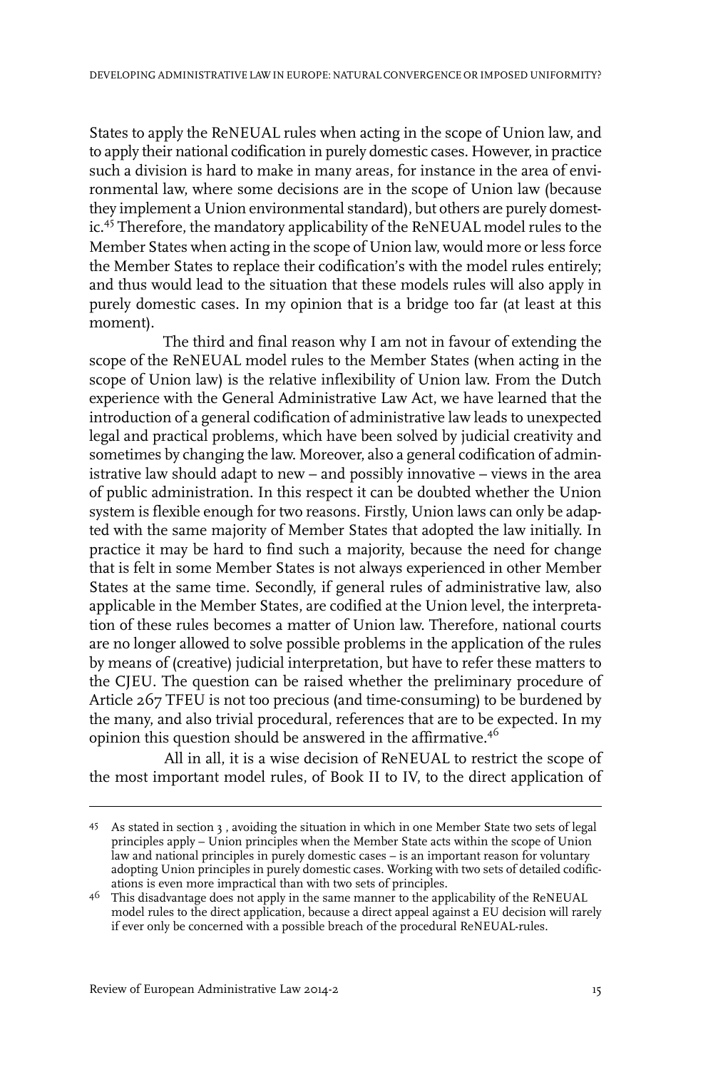States to apply the ReNEUAL rules when acting in the scope of Union law, and to apply their national codification in purely domestic cases. However, in practice such a division is hard to make in many areas, for instance in the area of environmental law, where some decisions are in the scope of Union law (because they implement a Union environmental standard), but others are purely domestic.[45] Therefore, the mandatory applicability of the ReNEUAL model rules to the Member States when acting in the scope of Union law, would more or less force the Member States to replace their codification's with the model rules entirely; and thus would lead to the situation that these models rules will also apply in purely domestic cases. In my opinion that is a bridge too far (at least at this moment).

The third and final reason why I am not in favour of extending the scope of the ReNEUAL model rules to the Member States (when acting in the scope of Union law) is the relative inflexibility of Union law. From the Dutch experience with the General Administrative Law Act, we have learned that the introduction of a general codification of administrative law leads to unexpected legal and practical problems, which have been solved by judicial creativity and sometimes by changing the law. Moreover, also a general codification of administrative law should adapt to new – and possibly innovative – views in the area of public administration. In this respect it can be doubted whether the Union system is flexible enough for two reasons. Firstly, Union laws can only be adapted with the same majority of Member States that adopted the law initially. In practice it may be hard to find such a majority, because the need for change that is felt in some Member States is not always experienced in other Member States at the same time. Secondly, if general rules of administrative law, also applicable in the Member States, are codified at the Union level, the interpretation of these rules becomes a matter of Union law. Therefore, national courts are no longer allowed to solve possible problems in the application of the rules by means of (creative) judicial interpretation, but have to refer these matters to the CJEU. The question can be raised whether the preliminary procedure of Article 267 TFEU is not too precious (and time-consuming) to be burdened by the many, and also trivial procedural, references that are to be expected. In my opinion this question should be answered in the affirmative.[46]

All in all, it is a wise decision of ReNEUAL to restrict the scope of the most important model rules, of Book II to IV, to the direct application of

---

[45] As stated in section 3 , avoiding the situation in which in one Member State two sets of legal principles apply – Union principles when the Member State acts within the scope of Union law and national principles in purely domestic cases – is an important reason for voluntary adopting Union principles in purely domestic cases. Working with two sets of detailed codifications is even more impractical than with two sets of principles.

[46] This disadvantage does not apply in the same manner to the applicability of the ReNEUAL model rules to the direct application, because a direct appeal against a EU decision will rarely if ever only be concerned with a possible breach of the procedural ReNEUAL-rules.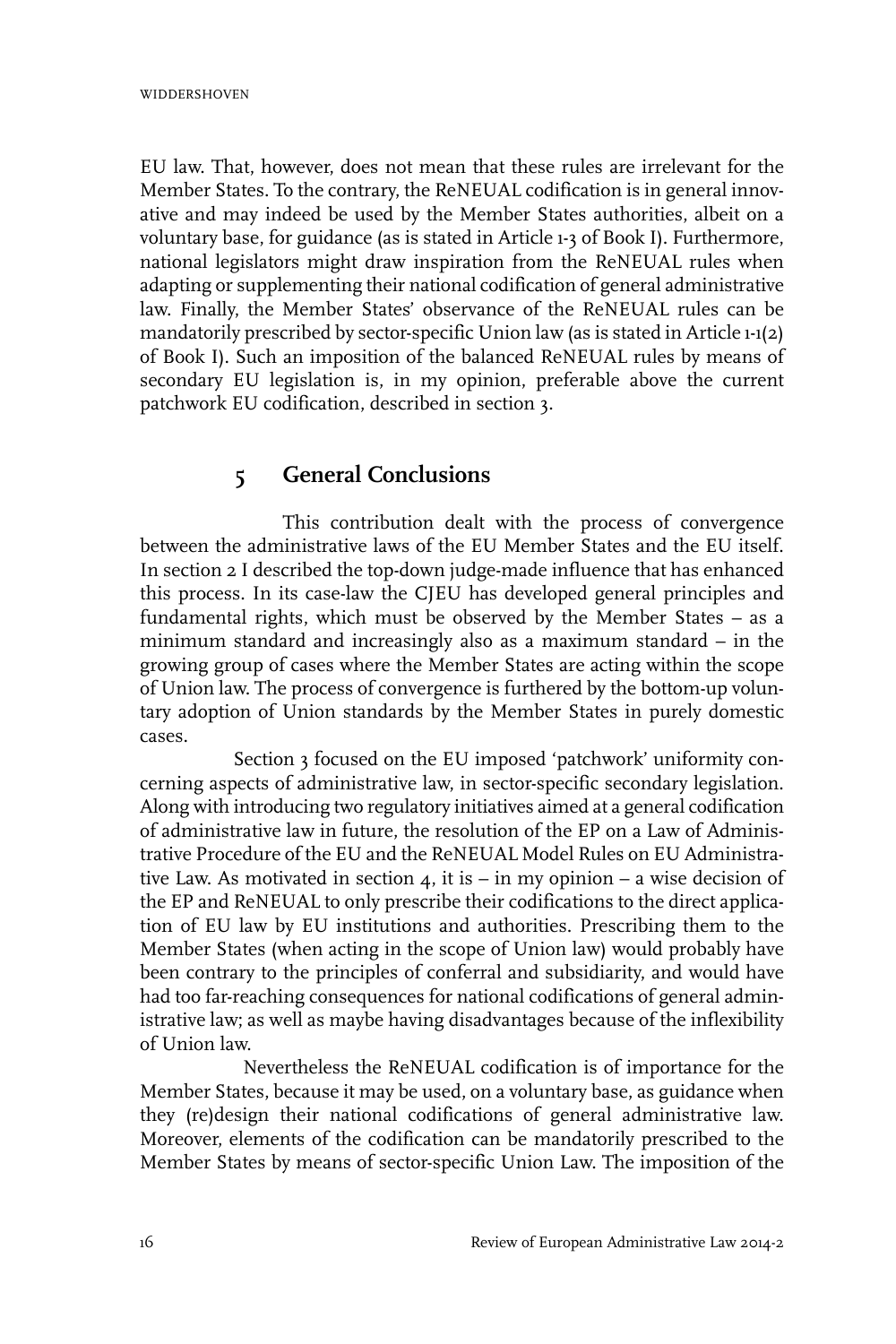EU law. That, however, does not mean that these rules are irrelevant for the Member States. To the contrary, the ReNEUAL codification is in general innovative and may indeed be used by the Member States authorities, albeit on a voluntary base, for guidance (as is stated in Article 1-3 of Book I). Furthermore, national legislators might draw inspiration from the ReNEUAL rules when adapting or supplementing their national codification of general administrative law. Finally, the Member States' observance of the ReNEUAL rules can be mandatorily prescribed by sector-specific Union law (as is stated in Article 1-1(2) of Book I). Such an imposition of the balanced ReNEUAL rules by means of secondary EU legislation is, in my opinion, preferable above the current patchwork EU codification, described in section 3.

## 5 General Conclusions

This contribution dealt with the process of convergence between the administrative laws of the EU Member States and the EU itself. In section 2 I described the top-down judge-made influence that has enhanced this process. In its case-law the CJEU has developed general principles and fundamental rights, which must be observed by the Member States – as a minimum standard and increasingly also as a maximum standard – in the growing group of cases where the Member States are acting within the scope of Union law. The process of convergence is furthered by the bottom-up voluntary adoption of Union standards by the Member States in purely domestic cases.

Section 3 focused on the EU imposed 'patchwork' uniformity concerning aspects of administrative law, in sector-specific secondary legislation. Along with introducing two regulatory initiatives aimed at a general codification of administrative law in future, the resolution of the EP on a Law of Administrative Procedure of the EU and the ReNEUAL Model Rules on EU Administrative Law. As motivated in section 4, it is – in my opinion – a wise decision of the EP and ReNEUAL to only prescribe their codifications to the direct application of EU law by EU institutions and authorities. Prescribing them to the Member States (when acting in the scope of Union law) would probably have been contrary to the principles of conferral and subsidiarity, and would have had too far-reaching consequences for national codifications of general administrative law; as well as maybe having disadvantages because of the inflexibility of Union law.

Nevertheless the ReNEUAL codification is of importance for the Member States, because it may be used, on a voluntary base, as guidance when they (re)design their national codifications of general administrative law. Moreover, elements of the codification can be mandatorily prescribed to the Member States by means of sector-specific Union Law. The imposition of the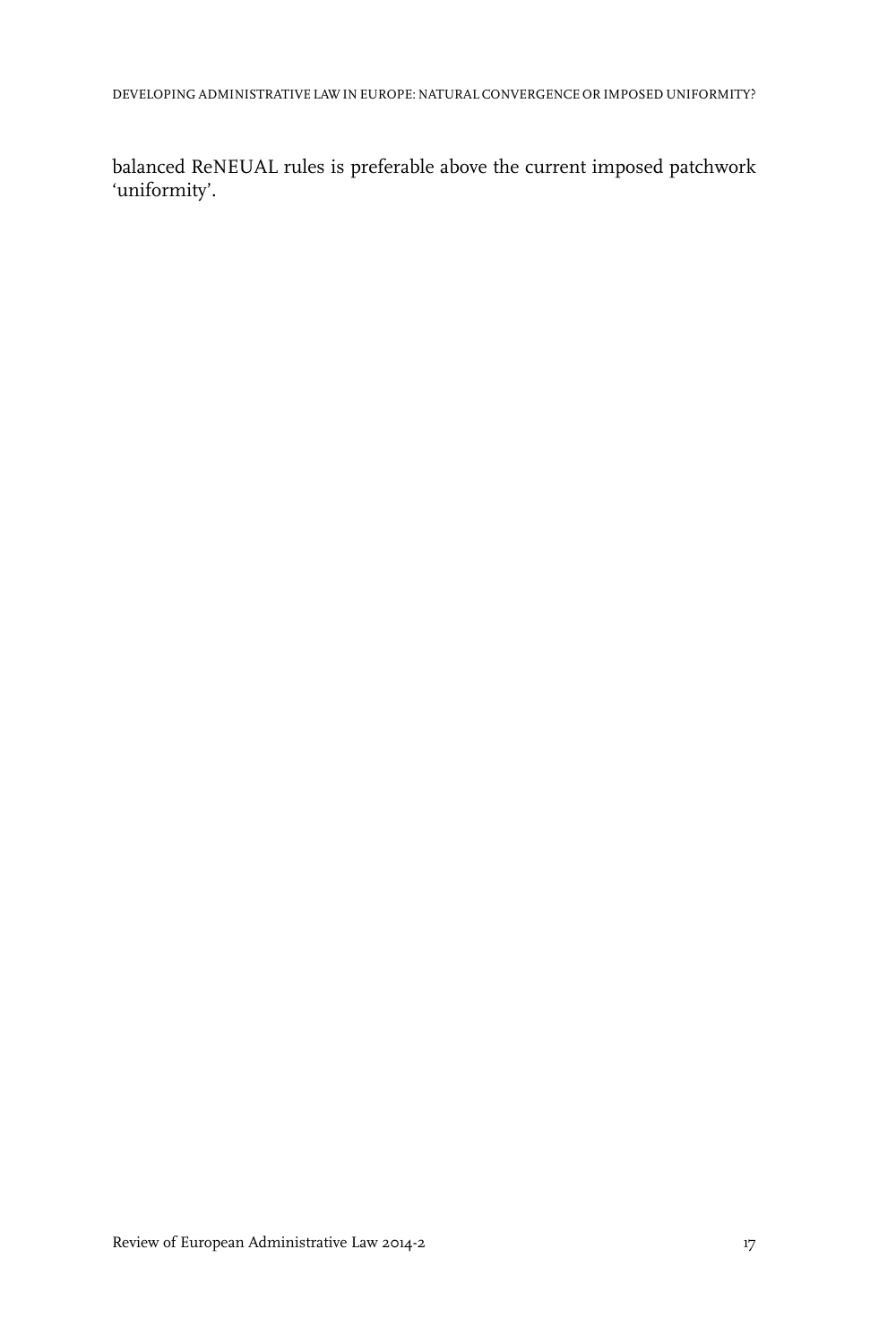balanced ReNEUAL rules is preferable above the current imposed patchwork 'uniformity'.